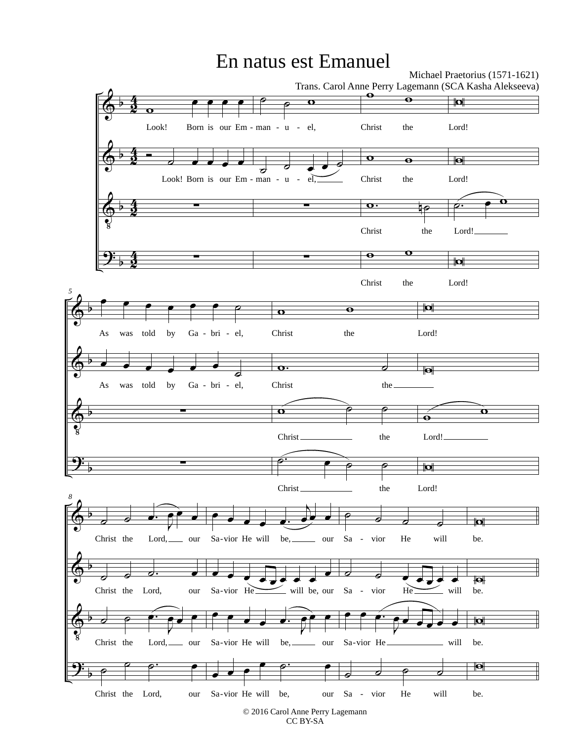# En natus est Emanuel

Michael Praetorius (1571-1621)
Trans. Carol Anne Perry Lagemann (SCA Kasha Alekseeva)

Look! Born is our Em - man - u - el, Christ the Lord!

As was told by Ga - bri - el, Christ the Lord!

Christ the Lord, our Sa-vior He will be, our Sa - vior He will be.

© 2016 Carol Anne Perry Lagemann
CC BY-SA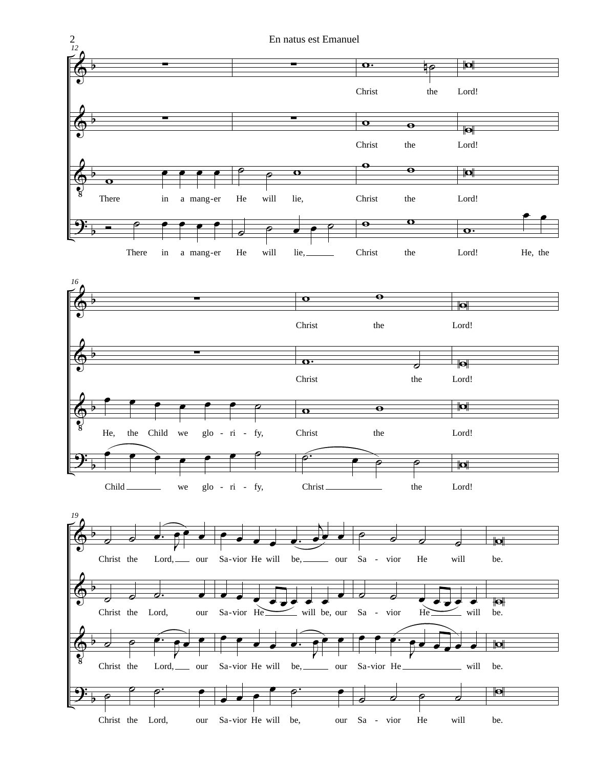12

Christ the Lord!

Christ the Lord!

There in a mang-er He will lie, Christ the Lord!

There in a mang-er He will lie, Christ the Lord! He, the

16

Christ the Lord!

Christ the Lord!

He, the Child we glo - ri - fy, Christ the Lord!

Child we glo - ri - fy, Christ the Lord!

19

Christ the Lord, our Sa-vior He will be, our Sa - vior He will be.

Christ the Lord, our Sa-vior He will be, our Sa - vior He will be.

Christ the Lord, our Sa-vior He will be, our Sa-vior He will be.

Christ the Lord, our Sa-vior He will be, our Sa - vior He will be.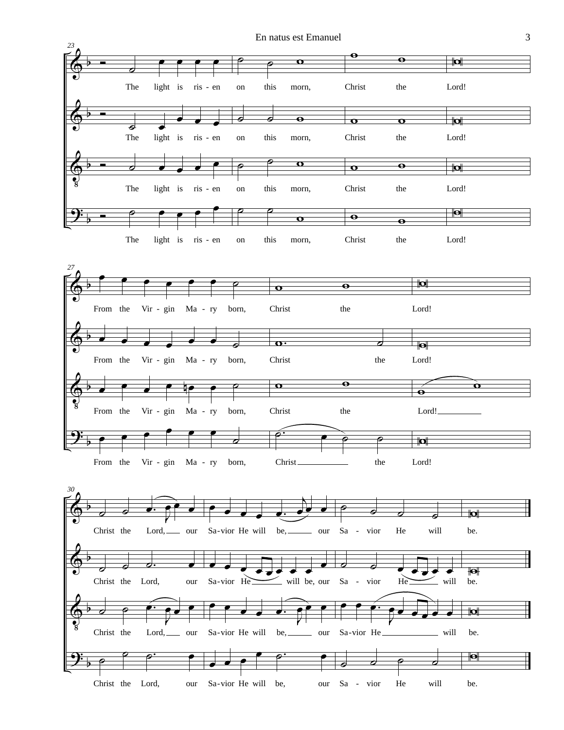23

The light is ris - en on this morn, Christ the Lord!

27

From the Vir - gin Ma - ry born, Christ the Lord!

30

Christ the Lord, our Sa-vior He will be, our Sa - vior He will be.